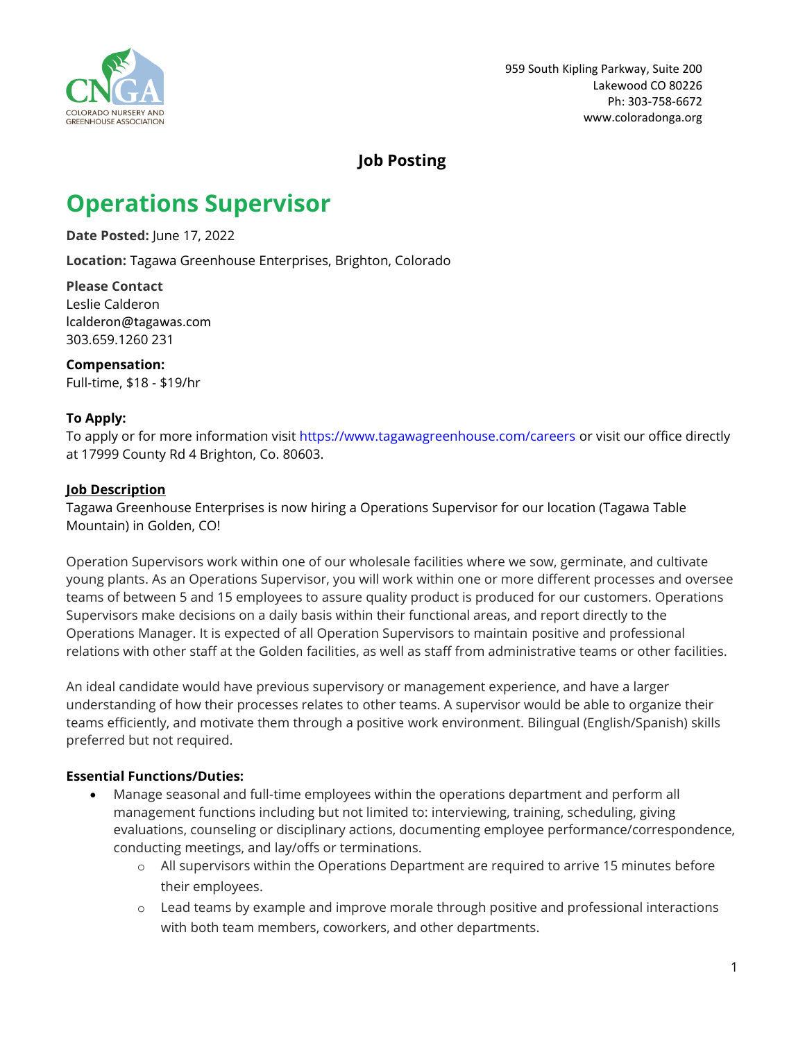959 South Kipling Parkway, Suite 200
Lakewood CO 80226
Ph: 303-758-6672
www.coloradonga.org

**Job Posting**

# Operations Supervisor

**Date Posted:** June 17, 2022

**Location:** Tagawa Greenhouse Enterprises, Brighton, Colorado

**Please Contact**
Leslie Calderon
lcalderon@tagawas.com
303.659.1260 231

**Compensation:**
Full-time, $18 - $19/hr

**To Apply:**
To apply or for more information visit https://www.tagawagreenhouse.com/careers or visit our office directly at 17999 County Rd 4 Brighton, Co. 80603.

**Job Description**

Tagawa Greenhouse Enterprises is now hiring a Operations Supervisor for our location (Tagawa Table Mountain) in Golden, CO!

Operation Supervisors work within one of our wholesale facilities where we sow, germinate, and cultivate young plants. As an Operations Supervisor, you will work within one or more different processes and oversee teams of between 5 and 15 employees to assure quality product is produced for our customers. Operations Supervisors make decisions on a daily basis within their functional areas, and report directly to the Operations Manager. It is expected of all Operation Supervisors to maintain positive and professional relations with other staff at the Golden facilities, as well as staff from administrative teams or other facilities.

An ideal candidate would have previous supervisory or management experience, and have a larger understanding of how their processes relates to other teams. A supervisor would be able to organize their teams efficiently, and motivate them through a positive work environment. Bilingual (English/Spanish) skills preferred but not required.

**Essential Functions/Duties:**

- Manage seasonal and full-time employees within the operations department and perform all management functions including but not limited to: interviewing, training, scheduling, giving evaluations, counseling or disciplinary actions, documenting employee performance/correspondence, conducting meetings, and lay/offs or terminations.
    - All supervisors within the Operations Department are required to arrive 15 minutes before their employees.
    - Lead teams by example and improve morale through positive and professional interactions with both team members, coworkers, and other departments.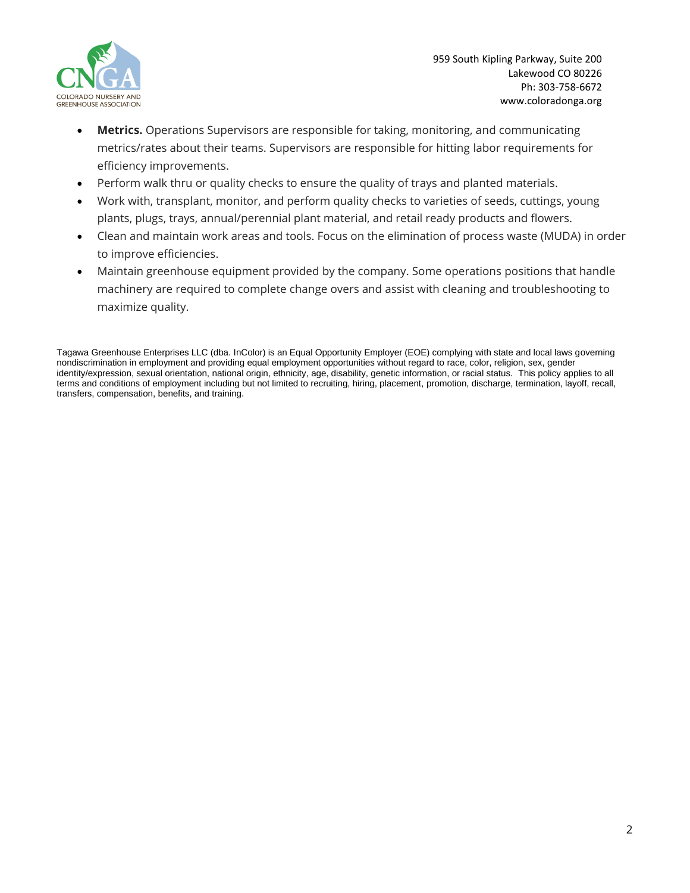- **Metrics.** Operations Supervisors are responsible for taking, monitoring, and communicating metrics/rates about their teams. Supervisors are responsible for hitting labor requirements for efficiency improvements.
- Perform walk thru or quality checks to ensure the quality of trays and planted materials.
- Work with, transplant, monitor, and perform quality checks to varieties of seeds, cuttings, young plants, plugs, trays, annual/perennial plant material, and retail ready products and flowers.
- Clean and maintain work areas and tools. Focus on the elimination of process waste (MUDA) in order to improve efficiencies.
- Maintain greenhouse equipment provided by the company. Some operations positions that handle machinery are required to complete change overs and assist with cleaning and troubleshooting to maximize quality.

Tagawa Greenhouse Enterprises LLC (dba. InColor) is an Equal Opportunity Employer (EOE) complying with state and local laws governing nondiscrimination in employment and providing equal employment opportunities without regard to race, color, religion, sex, gender identity/expression, sexual orientation, national origin, ethnicity, age, disability, genetic information, or racial status. This policy applies to all terms and conditions of employment including but not limited to recruiting, hiring, placement, promotion, discharge, termination, layoff, recall, transfers, compensation, benefits, and training.